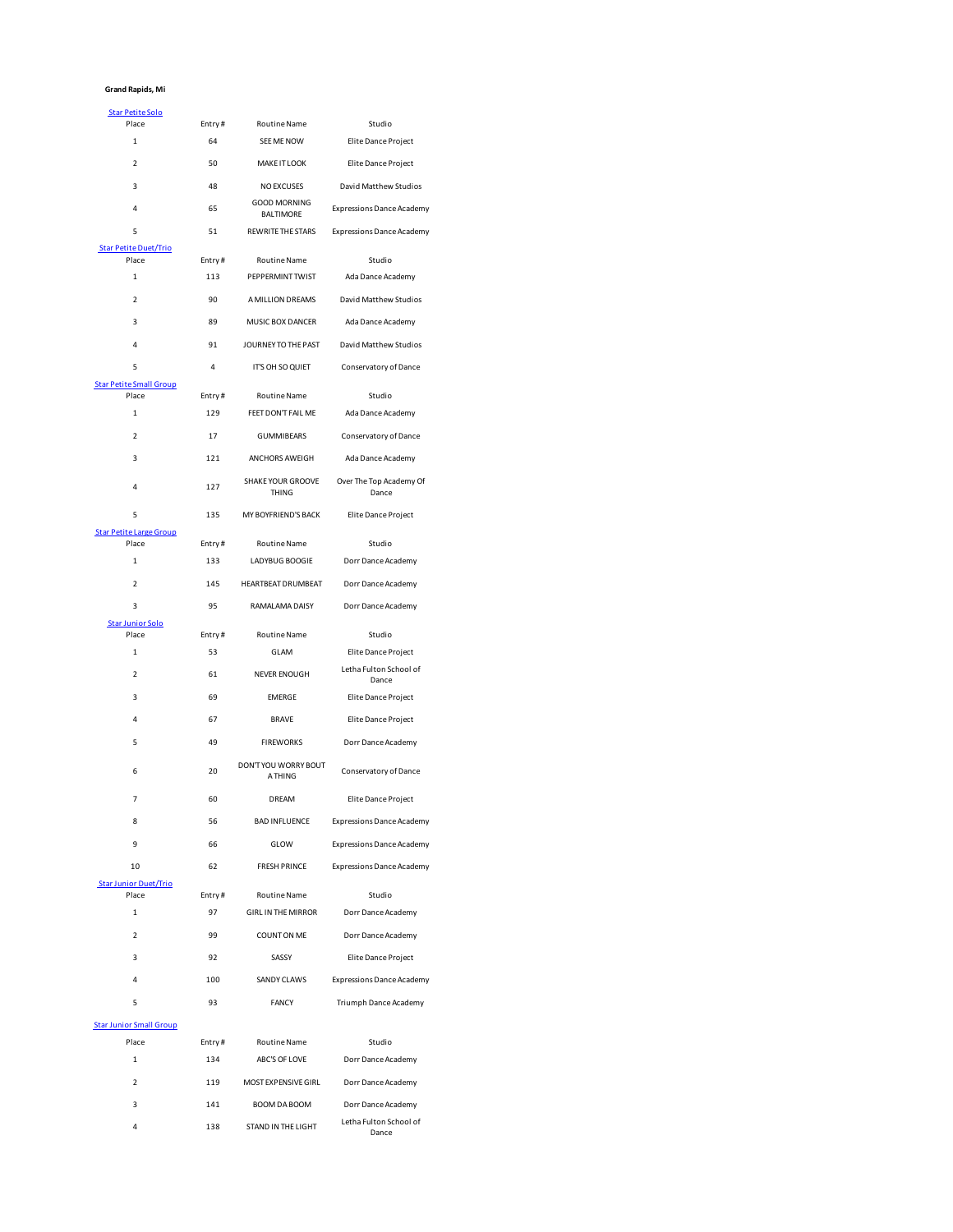**Grand Rapids, Mi**

[Star Petite Solo]

| Place | Entry # | Routine Name | Studio |
|---|---|---|---|
| 1 | 64 | SEE ME NOW | Elite Dance Project |
| 2 | 50 | MAKE IT LOOK | Elite Dance Project |
| 3 | 48 | NO EXCUSES | David Matthew Studios |
| 4 | 65 | GOOD MORNING BALTIMORE | Expressions Dance Academy |
| 5 | 51 | REWRITE THE STARS | Expressions Dance Academy |

[Star Petite Duet/Trio]

| Place | Entry # | Routine Name | Studio |
|---|---|---|---|
| 1 | 113 | PEPPERMINT TWIST | Ada Dance Academy |
| 2 | 90 | A MILLION DREAMS | David Matthew Studios |
| 3 | 89 | MUSIC BOX DANCER | Ada Dance Academy |
| 4 | 91 | JOURNEY TO THE PAST | David Matthew Studios |
| 5 | 4 | IT'S OH SO QUIET | Conservatory of Dance |

[Star Petite Small Group]

| Place | Entry # | Routine Name | Studio |
|---|---|---|---|
| 1 | 129 | FEET DON'T FAIL ME | Ada Dance Academy |
| 2 | 17 | GUMMIBEARS | Conservatory of Dance |
| 3 | 121 | ANCHORS AWEIGH | Ada Dance Academy |
| 4 | 127 | SHAKE YOUR GROOVE THING | Over The Top Academy Of Dance |
| 5 | 135 | MY BOYFRIEND'S BACK | Elite Dance Project |

[Star Petite Large Group]

| Place | Entry # | Routine Name | Studio |
|---|---|---|---|
| 1 | 133 | LADYBUG BOOGIE | Dorr Dance Academy |
| 2 | 145 | HEARTBEAT DRUMBEAT | Dorr Dance Academy |
| 3 | 95 | RAMALAMA DAISY | Dorr Dance Academy |

[Star Junior Solo]

| Place | Entry # | Routine Name | Studio |
|---|---|---|---|
| 1 | 53 | GLAM | Elite Dance Project |
| 2 | 61 | NEVER ENOUGH | Letha Fulton School of Dance |
| 3 | 69 | EMERGE | Elite Dance Project |
| 4 | 67 | BRAVE | Elite Dance Project |
| 5 | 49 | FIREWORKS | Dorr Dance Academy |
| 6 | 20 | DON'T YOU WORRY BOUT A THING | Conservatory of Dance |
| 7 | 60 | DREAM | Elite Dance Project |
| 8 | 56 | BAD INFLUENCE | Expressions Dance Academy |
| 9 | 66 | GLOW | Expressions Dance Academy |
| 10 | 62 | FRESH PRINCE | Expressions Dance Academy |

[Star Junior Duet/Trio]

| Place | Entry # | Routine Name | Studio |
|---|---|---|---|
| 1 | 97 | GIRL IN THE MIRROR | Dorr Dance Academy |
| 2 | 99 | COUNT ON ME | Dorr Dance Academy |
| 3 | 92 | SASSY | Elite Dance Project |
| 4 | 100 | SANDY CLAWS | Expressions Dance Academy |
| 5 | 93 | FANCY | Triumph Dance Academy |

[Star Junior Small Group]

| Place | Entry # | Routine Name | Studio |
|---|---|---|---|
| 1 | 134 | ABC'S OF LOVE | Dorr Dance Academy |
| 2 | 119 | MOST EXPENSIVE GIRL | Dorr Dance Academy |
| 3 | 141 | BOOM DA BOOM | Dorr Dance Academy |
| 4 | 138 | STAND IN THE LIGHT | Letha Fulton School of Dance |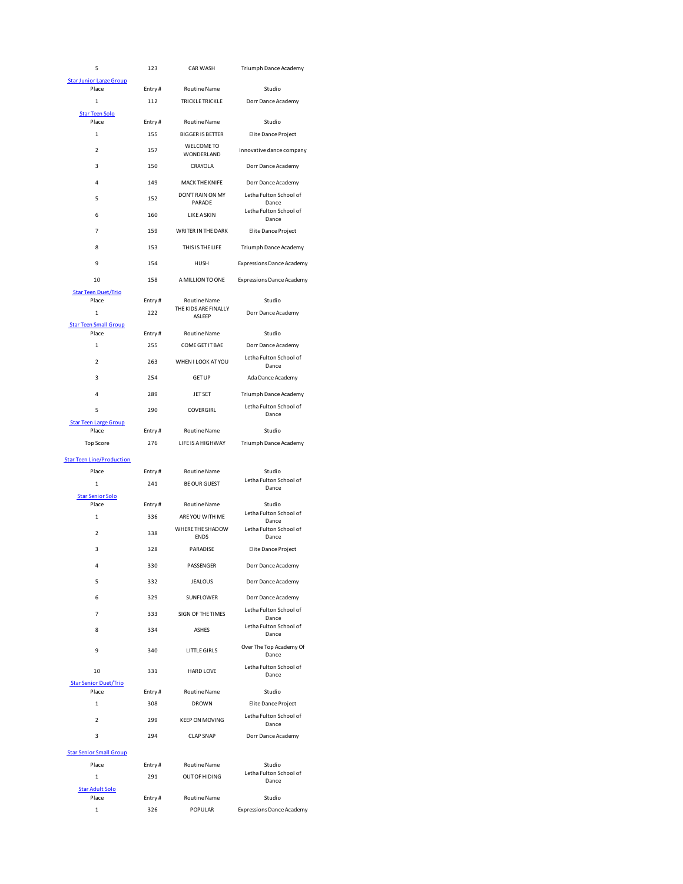| | | | |
|---|---|---|---|
| 5 | 123 | CAR WASH | Triumph Dance Academy |

Star Junior Large Group

| Place | Entry # | Routine Name | Studio |
|---|---|---|---|
| 1 | 112 | TRICKLE TRICKLE | Dorr Dance Academy |

Star Teen Solo

| Place | Entry # | Routine Name | Studio |
|---|---|---|---|
| 1 | 155 | BIGGER IS BETTER | Elite Dance Project |
| 2 | 157 | WELCOME TO WONDERLAND | Innovative dance company |
| 3 | 150 | CRAYOLA | Dorr Dance Academy |
| 4 | 149 | MACK THE KNIFE | Dorr Dance Academy |
| 5 | 152 | DON'T RAIN ON MY PARADE | Letha Fulton School of Dance |
| 6 | 160 | LIKE A SKIN | Letha Fulton School of Dance |
| 7 | 159 | WRITER IN THE DARK | Elite Dance Project |
| 8 | 153 | THIS IS THE LIFE | Triumph Dance Academy |
| 9 | 154 | HUSH | Expressions Dance Academy |
| 10 | 158 | A MILLION TO ONE | Expressions Dance Academy |

Star Teen Duet/Trio

| Place | Entry # | Routine Name | Studio |
|---|---|---|---|
| 1 | 222 | THE KIDS ARE FINALLY ASLEEP | Dorr Dance Academy |

Star Teen Small Group

| Place | Entry # | Routine Name | Studio |
|---|---|---|---|
| 1 | 255 | COME GET IT BAE | Dorr Dance Academy |
| 2 | 263 | WHEN I LOOK AT YOU | Letha Fulton School of Dance |
| 3 | 254 | GET UP | Ada Dance Academy |
| 4 | 289 | JET SET | Triumph Dance Academy |
| 5 | 290 | COVERGIRL | Letha Fulton School of Dance |

Star Teen Large Group

| Place | Entry # | Routine Name | Studio |
|---|---|---|---|
| Top Score | 276 | LIFE IS A HIGHWAY | Triumph Dance Academy |

Star Teen Line/Production

| Place | Entry # | Routine Name | Studio |
|---|---|---|---|
| 1 | 241 | BE OUR GUEST | Letha Fulton School of Dance |

Star Senior Solo

| Place | Entry # | Routine Name | Studio |
|---|---|---|---|
| 1 | 336 | ARE YOU WITH ME | Letha Fulton School of Dance |
| 2 | 338 | WHERE THE SHADOW ENDS | Letha Fulton School of Dance |
| 3 | 328 | PARADISE | Elite Dance Project |
| 4 | 330 | PASSENGER | Dorr Dance Academy |
| 5 | 332 | JEALOUS | Dorr Dance Academy |
| 6 | 329 | SUNFLOWER | Dorr Dance Academy |
| 7 | 333 | SIGN OF THE TIMES | Letha Fulton School of Dance |
| 8 | 334 | ASHES | Letha Fulton School of Dance |
| 9 | 340 | LITTLE GIRLS | Over The Top Academy Of Dance |
| 10 | 331 | HARD LOVE | Letha Fulton School of Dance |

Star Senior Duet/Trio

| Place | Entry # | Routine Name | Studio |
|---|---|---|---|
| 1 | 308 | DROWN | Elite Dance Project |
| 2 | 299 | KEEP ON MOVING | Letha Fulton School of Dance |
| 3 | 294 | CLAP SNAP | Dorr Dance Academy |

Star Senior Small Group

| Place | Entry # | Routine Name | Studio |
|---|---|---|---|
| 1 | 291 | OUT OF HIDING | Letha Fulton School of Dance |

Star Adult Solo

| Place | Entry # | Routine Name | Studio |
|---|---|---|---|
| 1 | 326 | POPULAR | Expressions Dance Academy |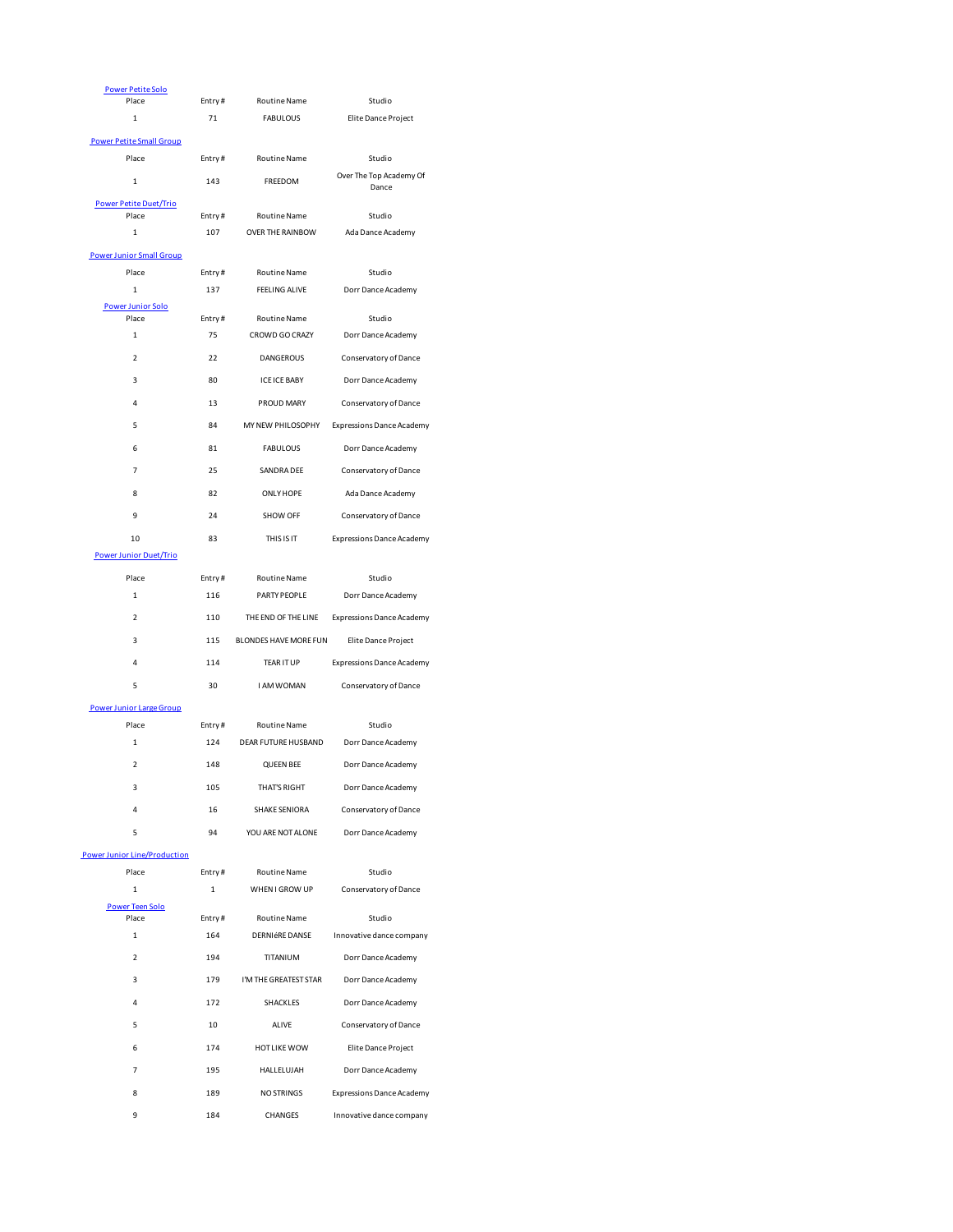### Power Petite Solo

| Place | Entry # | Routine Name | Studio |
|---|---|---|---|
| 1 | 71 | FABULOUS | Elite Dance Project |

### Power Petite Small Group

| Place | Entry # | Routine Name | Studio |
|---|---|---|---|
| 1 | 143 | FREEDOM | Over The Top Academy Of Dance |

### Power Petite Duet/Trio

| Place | Entry # | Routine Name | Studio |
|---|---|---|---|
| 1 | 107 | OVER THE RAINBOW | Ada Dance Academy |

### Power Junior Small Group

| Place | Entry # | Routine Name | Studio |
|---|---|---|---|
| 1 | 137 | FEELING ALIVE | Dorr Dance Academy |

### Power Junior Solo

| Place | Entry # | Routine Name | Studio |
|---|---|---|---|
| 1 | 75 | CROWD GO CRAZY | Dorr Dance Academy |
| 2 | 22 | DANGEROUS | Conservatory of Dance |
| 3 | 80 | ICE ICE BABY | Dorr Dance Academy |
| 4 | 13 | PROUD MARY | Conservatory of Dance |
| 5 | 84 | MY NEW PHILOSOPHY | Expressions Dance Academy |
| 6 | 81 | FABULOUS | Dorr Dance Academy |
| 7 | 25 | SANDRA DEE | Conservatory of Dance |
| 8 | 82 | ONLY HOPE | Ada Dance Academy |
| 9 | 24 | SHOW OFF | Conservatory of Dance |
| 10 | 83 | THIS IS IT | Expressions Dance Academy |

### Power Junior Duet/Trio

| Place | Entry # | Routine Name | Studio |
|---|---|---|---|
| 1 | 116 | PARTY PEOPLE | Dorr Dance Academy |
| 2 | 110 | THE END OF THE LINE | Expressions Dance Academy |
| 3 | 115 | BLONDES HAVE MORE FUN | Elite Dance Project |
| 4 | 114 | TEAR IT UP | Expressions Dance Academy |
| 5 | 30 | I AM WOMAN | Conservatory of Dance |

### Power Junior Large Group

| Place | Entry # | Routine Name | Studio |
|---|---|---|---|
| 1 | 124 | DEAR FUTURE HUSBAND | Dorr Dance Academy |
| 2 | 148 | QUEEN BEE | Dorr Dance Academy |
| 3 | 105 | THAT'S RIGHT | Dorr Dance Academy |
| 4 | 16 | SHAKE SENIORA | Conservatory of Dance |
| 5 | 94 | YOU ARE NOT ALONE | Dorr Dance Academy |

### Power Junior Line/Production

| Place | Entry # | Routine Name | Studio |
|---|---|---|---|
| 1 | 1 | WHEN I GROW UP | Conservatory of Dance |

### Power Teen Solo

| Place | Entry # | Routine Name | Studio |
|---|---|---|---|
| 1 | 164 | DERNIéRE DANSE | Innovative dance company |
| 2 | 194 | TITANIUM | Dorr Dance Academy |
| 3 | 179 | I'M THE GREATEST STAR | Dorr Dance Academy |
| 4 | 172 | SHACKLES | Dorr Dance Academy |
| 5 | 10 | ALIVE | Conservatory of Dance |
| 6 | 174 | HOT LIKE WOW | Elite Dance Project |
| 7 | 195 | HALLELUJAH | Dorr Dance Academy |
| 8 | 189 | NO STRINGS | Expressions Dance Academy |
| 9 | 184 | CHANGES | Innovative dance company |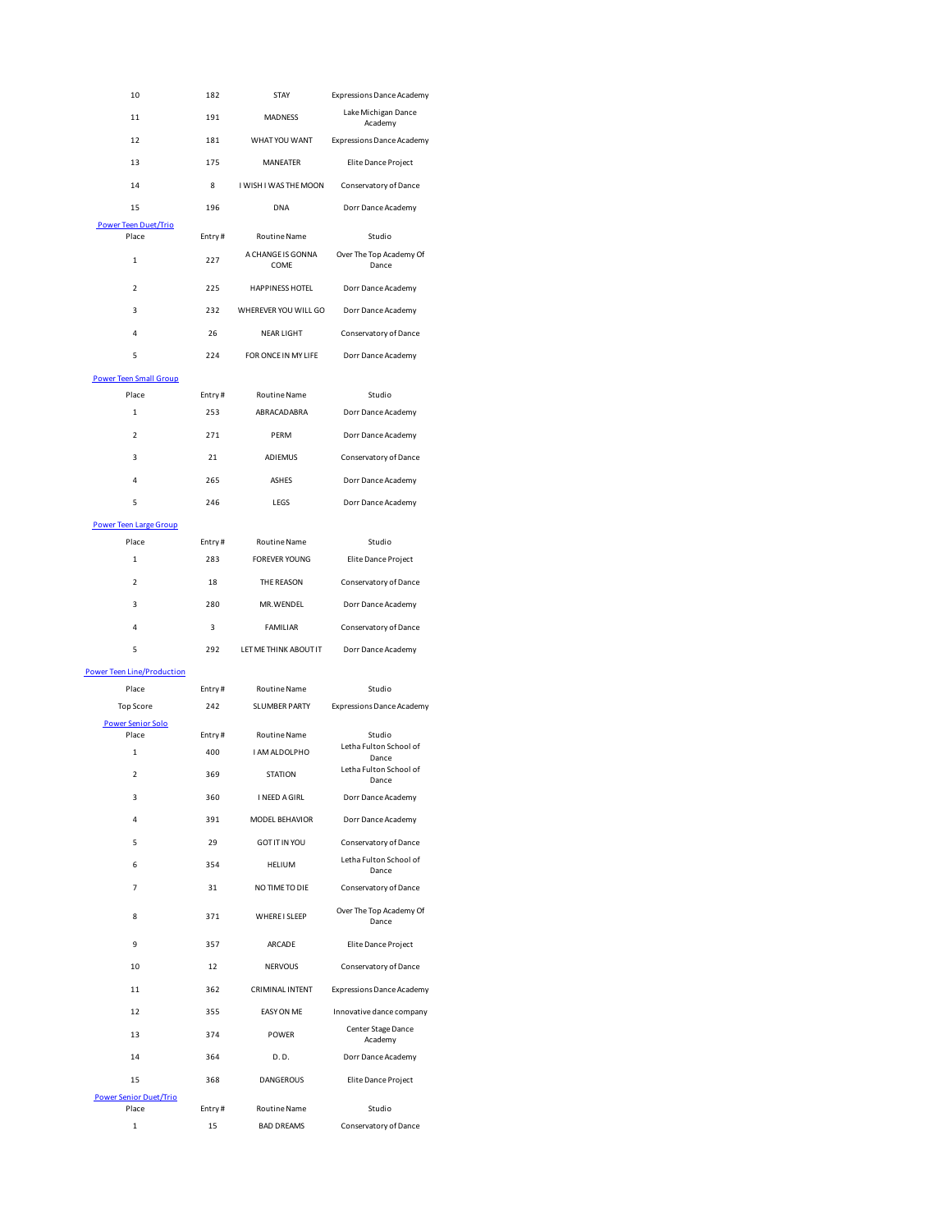| Place | Entry # | Routine Name | Studio |
|---|---|---|---|
| 10 | 182 | STAY | Expressions Dance Academy |
| 11 | 191 | MADNESS | Lake Michigan Dance Academy |
| 12 | 181 | WHAT YOU WANT | Expressions Dance Academy |
| 13 | 175 | MANEATER | Elite Dance Project |
| 14 | 8 | I WISH I WAS THE MOON | Conservatory of Dance |
| 15 | 196 | DNA | Dorr Dance Academy |

Power Teen Duet/Trio

| Place | Entry # | Routine Name | Studio |
|---|---|---|---|
| 1 | 227 | A CHANGE IS GONNA COME | Over The Top Academy Of Dance |
| 2 | 225 | HAPPINESS HOTEL | Dorr Dance Academy |
| 3 | 232 | WHEREVER YOU WILL GO | Dorr Dance Academy |
| 4 | 26 | NEAR LIGHT | Conservatory of Dance |
| 5 | 224 | FOR ONCE IN MY LIFE | Dorr Dance Academy |

Power Teen Small Group

| Place | Entry # | Routine Name | Studio |
|---|---|---|---|
| 1 | 253 | ABRACADABRA | Dorr Dance Academy |
| 2 | 271 | PERM | Dorr Dance Academy |
| 3 | 21 | ADIEMUS | Conservatory of Dance |
| 4 | 265 | ASHES | Dorr Dance Academy |
| 5 | 246 | LEGS | Dorr Dance Academy |

Power Teen Large Group

| Place | Entry # | Routine Name | Studio |
|---|---|---|---|
| 1 | 283 | FOREVER YOUNG | Elite Dance Project |
| 2 | 18 | THE REASON | Conservatory of Dance |
| 3 | 280 | MR.WENDEL | Dorr Dance Academy |
| 4 | 3 | FAMILIAR | Conservatory of Dance |
| 5 | 292 | LET ME THINK ABOUT IT | Dorr Dance Academy |

Power Teen Line/Production

| Place | Entry # | Routine Name | Studio |
|---|---|---|---|
| Top Score | 242 | SLUMBER PARTY | Expressions Dance Academy |

Power Senior Solo

| Place | Entry # | Routine Name | Studio |
|---|---|---|---|
| 1 | 400 | I AM ALDOLPHO | Letha Fulton School of Dance |
| 2 | 369 | STATION | Letha Fulton School of Dance |
| 3 | 360 | I NEED A GIRL | Dorr Dance Academy |
| 4 | 391 | MODEL BEHAVIOR | Dorr Dance Academy |
| 5 | 29 | GOT IT IN YOU | Conservatory of Dance |
| 6 | 354 | HELIUM | Letha Fulton School of Dance |
| 7 | 31 | NO TIME TO DIE | Conservatory of Dance |
| 8 | 371 | WHERE I SLEEP | Over The Top Academy Of Dance |
| 9 | 357 | ARCADE | Elite Dance Project |
| 10 | 12 | NERVOUS | Conservatory of Dance |
| 11 | 362 | CRIMINAL INTENT | Expressions Dance Academy |
| 12 | 355 | EASY ON ME | Innovative dance company |
| 13 | 374 | POWER | Center Stage Dance Academy |
| 14 | 364 | D. D. | Dorr Dance Academy |
| 15 | 368 | DANGEROUS | Elite Dance Project |

Power Senior Duet/Trio

| Place | Entry # | Routine Name | Studio |
|---|---|---|---|
| 1 | 15 | BAD DREAMS | Conservatory of Dance |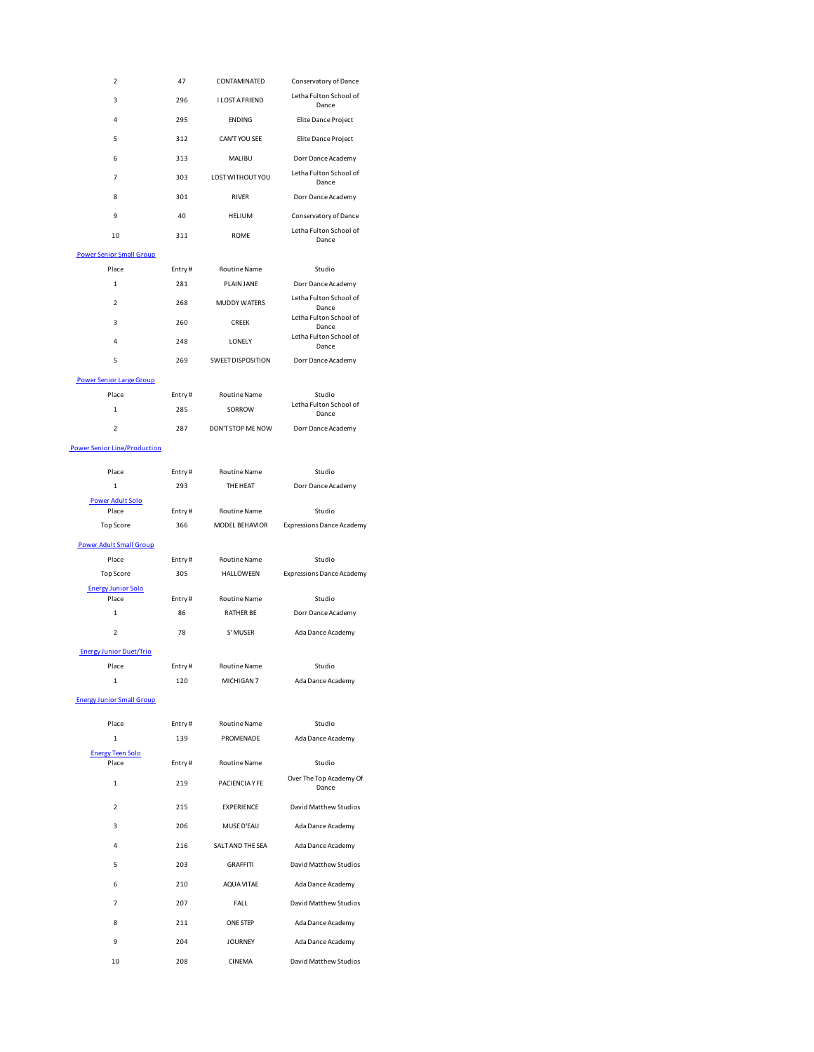| | | | |
|---|---|---|---|
| 2 | 47 | CONTAMINATED | Conservatory of Dance |
| 3 | 296 | I LOST A FRIEND | Letha Fulton School of Dance |
| 4 | 295 | ENDING | Elite Dance Project |
| 5 | 312 | CAN'T YOU SEE | Elite Dance Project |
| 6 | 313 | MALIBU | Dorr Dance Academy |
| 7 | 303 | LOST WITHOUT YOU | Letha Fulton School of Dance |
| 8 | 301 | RIVER | Dorr Dance Academy |
| 9 | 40 | HELIUM | Conservatory of Dance |
| 10 | 311 | ROME | Letha Fulton School of Dance |

Power Senior Small Group

| Place | Entry # | Routine Name | Studio |
|---|---|---|---|
| 1 | 281 | PLAIN JANE | Dorr Dance Academy |
| 2 | 268 | MUDDY WATERS | Letha Fulton School of Dance |
| 3 | 260 | CREEK | Letha Fulton School of Dance |
| 4 | 248 | LONELY | Letha Fulton School of Dance |
| 5 | 269 | SWEET DISPOSITION | Dorr Dance Academy |

Power Senior Large Group

| Place | Entry # | Routine Name | Studio |
|---|---|---|---|
| 1 | 285 | SORROW | Letha Fulton School of Dance |
| 2 | 287 | DON'T STOP ME NOW | Dorr Dance Academy |

Power Senior Line/Production

| Place | Entry # | Routine Name | Studio |
|---|---|---|---|
| 1 | 293 | THE HEAT | Dorr Dance Academy |

Power Adult Solo

| Place | Entry # | Routine Name | Studio |
|---|---|---|---|
| Top Score | 366 | MODEL BEHAVIOR | Expressions Dance Academy |

Power Adult Small Group

| Place | Entry # | Routine Name | Studio |
|---|---|---|---|
| Top Score | 305 | HALLOWEEN | Expressions Dance Academy |

Energy Junior Solo

| Place | Entry # | Routine Name | Studio |
|---|---|---|---|
| 1 | 86 | RATHER BE | Dorr Dance Academy |
| 2 | 78 | S' MUSER | Ada Dance Academy |

Energy Junior Duet/Trio

| Place | Entry # | Routine Name | Studio |
|---|---|---|---|
| 1 | 120 | MICHIGAN 7 | Ada Dance Academy |

Energy Junior Small Group

| Place | Entry # | Routine Name | Studio |
|---|---|---|---|
| 1 | 139 | PROMENADE | Ada Dance Academy |

Energy Teen Solo

| Place | Entry # | Routine Name | Studio |
|---|---|---|---|
| 1 | 219 | PACIENCIA Y FE | Over The Top Academy Of Dance |
| 2 | 215 | EXPERIENCE | David Matthew Studios |
| 3 | 206 | MUSE D'EAU | Ada Dance Academy |
| 4 | 216 | SALT AND THE SEA | Ada Dance Academy |
| 5 | 203 | GRAFFITI | David Matthew Studios |
| 6 | 210 | AQUA VITAE | Ada Dance Academy |
| 7 | 207 | FALL | David Matthew Studios |
| 8 | 211 | ONE STEP | Ada Dance Academy |
| 9 | 204 | JOURNEY | Ada Dance Academy |
| 10 | 208 | CINEMA | David Matthew Studios |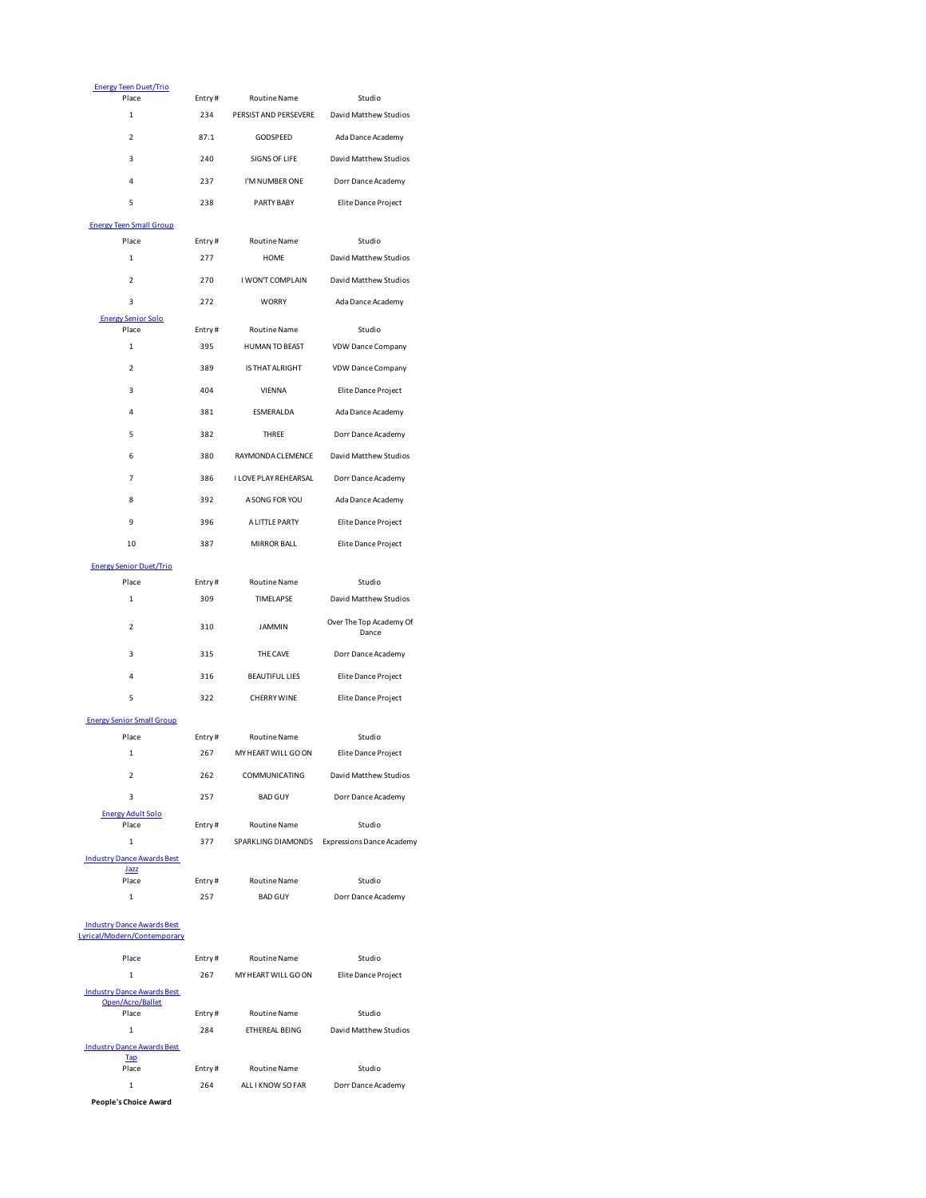Energy Teen Duet/Trio

| Place | Entry # | Routine Name | Studio |
|---|---|---|---|
| 1 | 234 | PERSIST AND PERSEVERE | David Matthew Studios |
| 2 | 87.1 | GODSPEED | Ada Dance Academy |
| 3 | 240 | SIGNS OF LIFE | David Matthew Studios |
| 4 | 237 | I'M NUMBER ONE | Dorr Dance Academy |
| 5 | 238 | PARTY BABY | Elite Dance Project |

Energy Teen Small Group

| Place | Entry # | Routine Name | Studio |
|---|---|---|---|
| 1 | 277 | HOME | David Matthew Studios |
| 2 | 270 | I WON'T COMPLAIN | David Matthew Studios |
| 3 | 272 | WORRY | Ada Dance Academy |

Energy Senior Solo

| Place | Entry # | Routine Name | Studio |
|---|---|---|---|
| 1 | 395 | HUMAN TO BEAST | VDW Dance Company |
| 2 | 389 | IS THAT ALRIGHT | VDW Dance Company |
| 3 | 404 | VIENNA | Elite Dance Project |
| 4 | 381 | ESMERALDA | Ada Dance Academy |
| 5 | 382 | THREE | Dorr Dance Academy |
| 6 | 380 | RAYMONDA CLEMENCE | David Matthew Studios |
| 7 | 386 | I LOVE PLAY REHEARSAL | Dorr Dance Academy |
| 8 | 392 | A SONG FOR YOU | Ada Dance Academy |
| 9 | 396 | A LITTLE PARTY | Elite Dance Project |
| 10 | 387 | MIRROR BALL | Elite Dance Project |

Energy Senior Duet/Trio

| Place | Entry # | Routine Name | Studio |
|---|---|---|---|
| 1 | 309 | TIMELAPSE | David Matthew Studios |
| 2 | 310 | JAMMIN | Over The Top Academy Of Dance |
| 3 | 315 | THE CAVE | Dorr Dance Academy |
| 4 | 316 | BEAUTIFUL LIES | Elite Dance Project |
| 5 | 322 | CHERRY WINE | Elite Dance Project |

Energy Senior Small Group

| Place | Entry # | Routine Name | Studio |
|---|---|---|---|
| 1 | 267 | MY HEART WILL GO ON | Elite Dance Project |
| 2 | 262 | COMMUNICATING | David Matthew Studios |
| 3 | 257 | BAD GUY | Dorr Dance Academy |

Energy Adult Solo

| Place | Entry # | Routine Name | Studio |
|---|---|---|---|
| 1 | 377 | SPARKLING DIAMONDS | Expressions Dance Academy |

Industry Dance Awards Best Jazz

| Place | Entry # | Routine Name | Studio |
|---|---|---|---|
| 1 | 257 | BAD GUY | Dorr Dance Academy |

Industry Dance Awards Best Lyrical/Modern/Contemporary

| Place | Entry # | Routine Name | Studio |
|---|---|---|---|
| 1 | 267 | MY HEART WILL GO ON | Elite Dance Project |

Industry Dance Awards Best Open/Acro/Ballet

| Place | Entry # | Routine Name | Studio |
|---|---|---|---|
| 1 | 284 | ETHEREAL BEING | David Matthew Studios |

Industry Dance Awards Best Tap

| Place | Entry # | Routine Name | Studio |
|---|---|---|---|
| 1 | 264 | ALL I KNOW SO FAR | Dorr Dance Academy |

**People's Choice Award**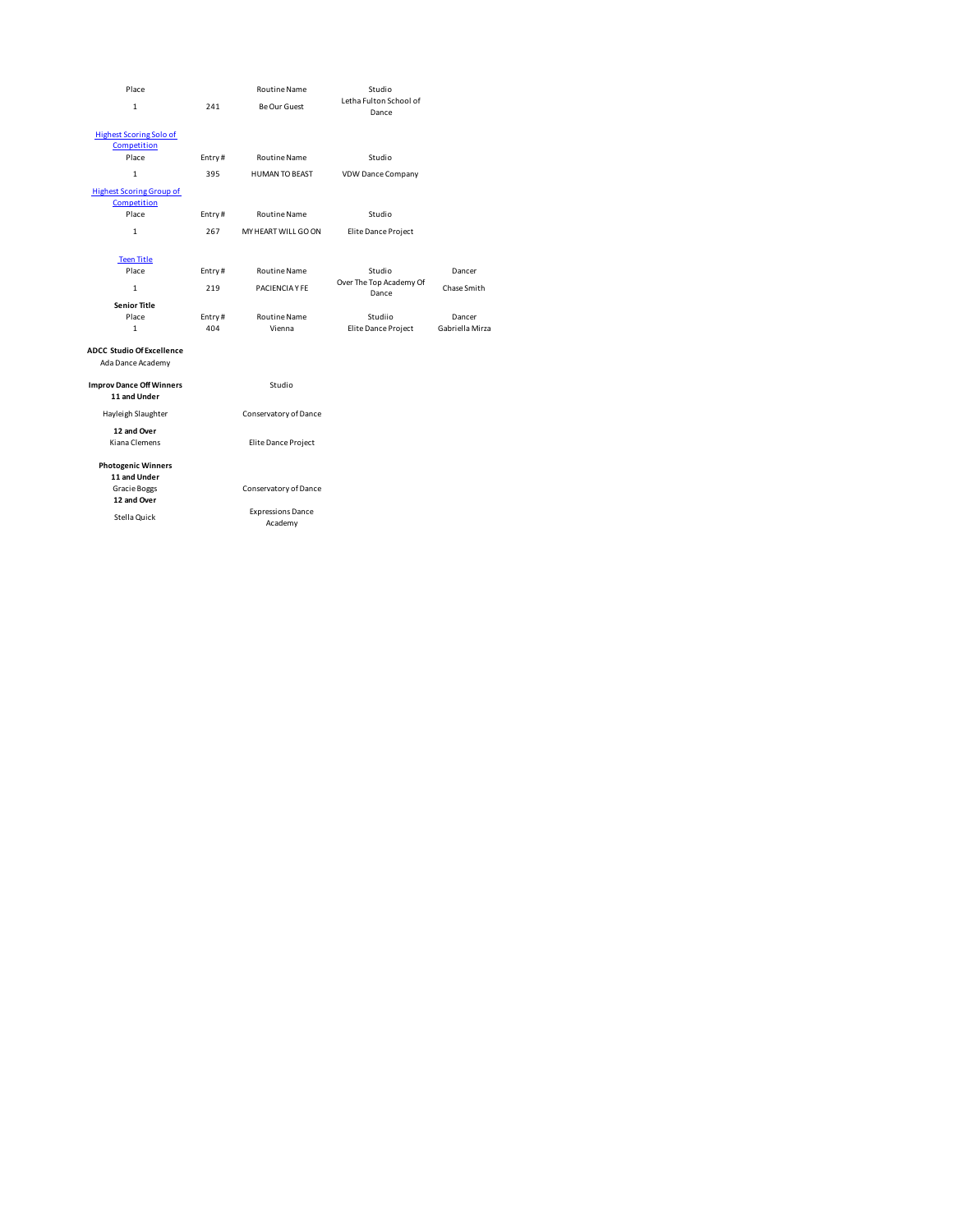| Place | | Routine Name | Studio |
|---|---|---|---|
| 1 | 241 | Be Our Guest | Letha Fulton School of Dance |

**Highest Scoring Solo of Competition**

| Place | Entry # | Routine Name | Studio |
|---|---|---|---|
| 1 | 395 | HUMAN TO BEAST | VDW Dance Company |

**Highest Scoring Group of Competition**

| Place | Entry # | Routine Name | Studio |
|---|---|---|---|
| 1 | 267 | MY HEART WILL GO ON | Elite Dance Project |

**Teen Title**

| Place | Entry # | Routine Name | Studio | Dancer |
|---|---|---|---|---|
| 1 | 219 | PACIENCIA Y FE | Over The Top Academy Of Dance | Chase Smith |

**Senior Title**

| Place | Entry # | Routine Name | Studiio | Dancer |
|---|---|---|---|---|
| 1 | 404 | Vienna | Elite Dance Project | Gabriella Mirza |

**ADCC Studio Of Excellence**

Ada Dance Academy

**Improv Dance Off Winners**

| | Studio |
|---|---|
| **11 and Under** | |
| Hayleigh Slaughter | Conservatory of Dance |
| **12 and Over** | |
| Kiana Clemens | Elite Dance Project |

**Photogenic Winners**

| | |
|---|---|
| **11 and Under** | |
| Gracie Boggs | Conservatory of Dance |
| **12 and Over** | |
| Stella Quick | Expressions Dance Academy |